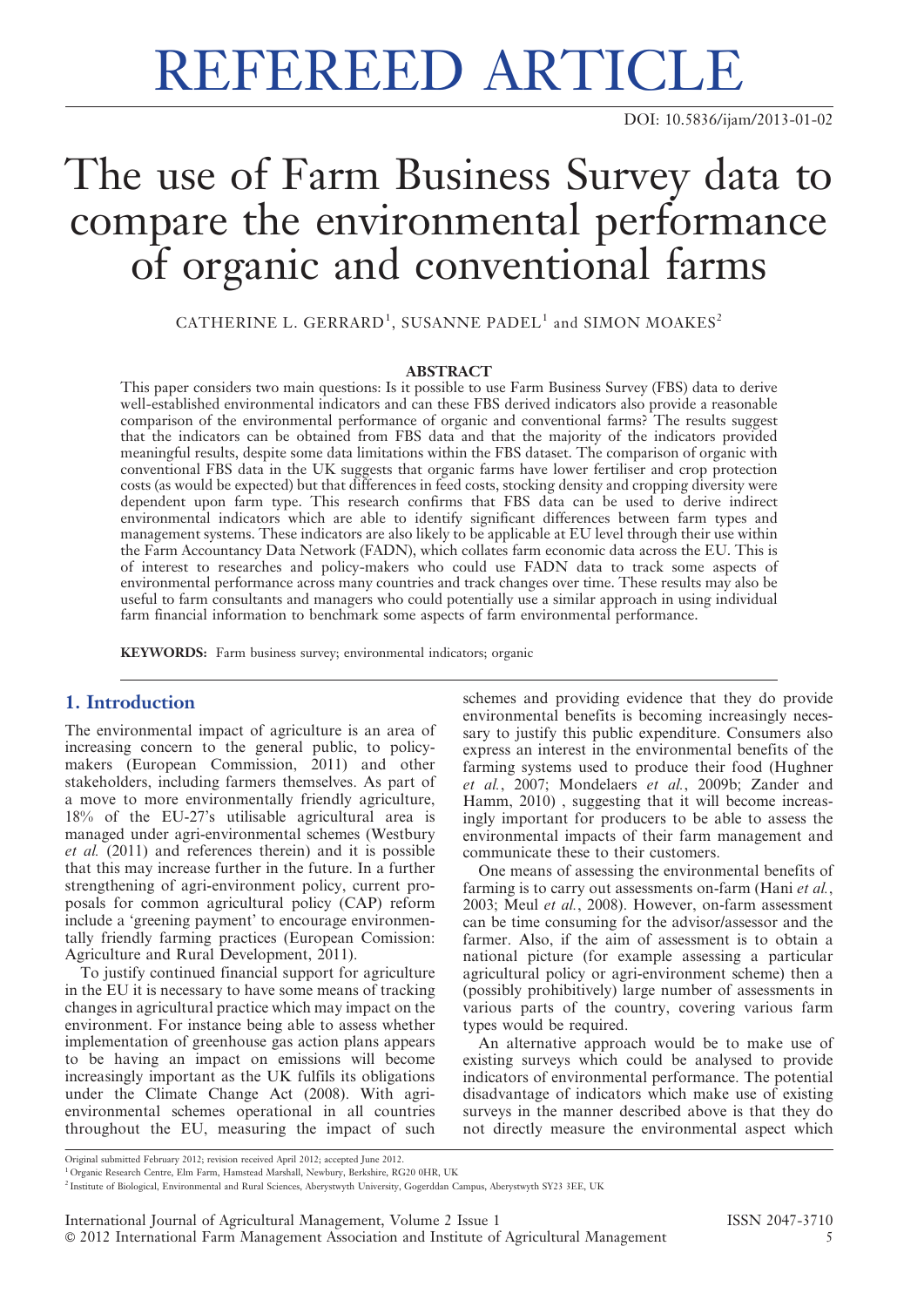# REFEREED ARTICLE

DOI: 10.5836/ijam/2013-01-02

# The use of Farm Business Survey data to compare the environmental performance of organic and conventional farms

CATHERINE L. GERRARD[1], SUSANNE PADEL[1] and SIMON MOAKES[2]

## ABSTRACT

This paper considers two main questions: Is it possible to use Farm Business Survey (FBS) data to derive well-established environmental indicators and can these FBS derived indicators also provide a reasonable comparison of the environmental performance of organic and conventional farms? The results suggest that the indicators can be obtained from FBS data and that the majority of the indicators provided meaningful results, despite some data limitations within the FBS dataset. The comparison of organic with conventional FBS data in the UK suggests that organic farms have lower fertiliser and crop protection costs (as would be expected) but that differences in feed costs, stocking density and cropping diversity were dependent upon farm type. This research confirms that FBS data can be used to derive indirect environmental indicators which are able to identify significant differences between farm types and management systems. These indicators are also likely to be applicable at EU level through their use within the Farm Accountancy Data Network (FADN), which collates farm economic data across the EU. This is of interest to researches and policy-makers who could use FADN data to track some aspects of environmental performance across many countries and track changes over time. These results may also be useful to farm consultants and managers who could potentially use a similar approach in using individual farm financial information to benchmark some aspects of farm environmental performance.

**KEYWORDS:** Farm business survey; environmental indicators; organic

## 1. Introduction

The environmental impact of agriculture is an area of increasing concern to the general public, to policy-makers (European Commission, 2011) and other stakeholders, including farmers themselves. As part of a move to more environmentally friendly agriculture, 18% of the EU-27's utilisable agricultural area is managed under agri-environmental schemes (Westbury *et al.* (2011) and references therein) and it is possible that this may increase further in the future. In a further strengthening of agri-environment policy, current proposals for common agricultural policy (CAP) reform include a 'greening payment' to encourage environmentally friendly farming practices (European Comission: Agriculture and Rural Development, 2011).

To justify continued financial support for agriculture in the EU it is necessary to have some means of tracking changes in agricultural practice which may impact on the environment. For instance being able to assess whether implementation of greenhouse gas action plans appears to be having an impact on emissions will become increasingly important as the UK fulfils its obligations under the Climate Change Act (2008). With agri-environmental schemes operational in all countries throughout the EU, measuring the impact of such schemes and providing evidence that they do provide environmental benefits is becoming increasingly necessary to justify this public expenditure. Consumers also express an interest in the environmental benefits of the farming systems used to produce their food (Hughner *et al.*, 2007; Mondelaers *et al.*, 2009b; Zander and Hamm, 2010) , suggesting that it will become increasingly important for producers to be able to assess the environmental impacts of their farm management and communicate these to their customers.

One means of assessing the environmental benefits of farming is to carry out assessments on-farm (Hani *et al.*, 2003; Meul *et al.*, 2008). However, on-farm assessment can be time consuming for the advisor/assessor and the farmer. Also, if the aim of assessment is to obtain a national picture (for example assessing a particular agricultural policy or agri-environment scheme) then a (possibly prohibitively) large number of assessments in various parts of the country, covering various farm types would be required.

An alternative approach would be to make use of existing surveys which could be analysed to provide indicators of environmental performance. The potential disadvantage of indicators which make use of existing surveys in the manner described above is that they do not directly measure the environmental aspect which

Original submitted February 2012; revision received April 2012; accepted June 2012.

[1] Organic Research Centre, Elm Farm, Hamstead Marshall, Newbury, Berkshire, RG20 0HR, UK

[2] Institute of Biological, Environmental and Rural Sciences, Aberystwyth University, Gogerddan Campus, Aberystwyth SY23 3EE, UK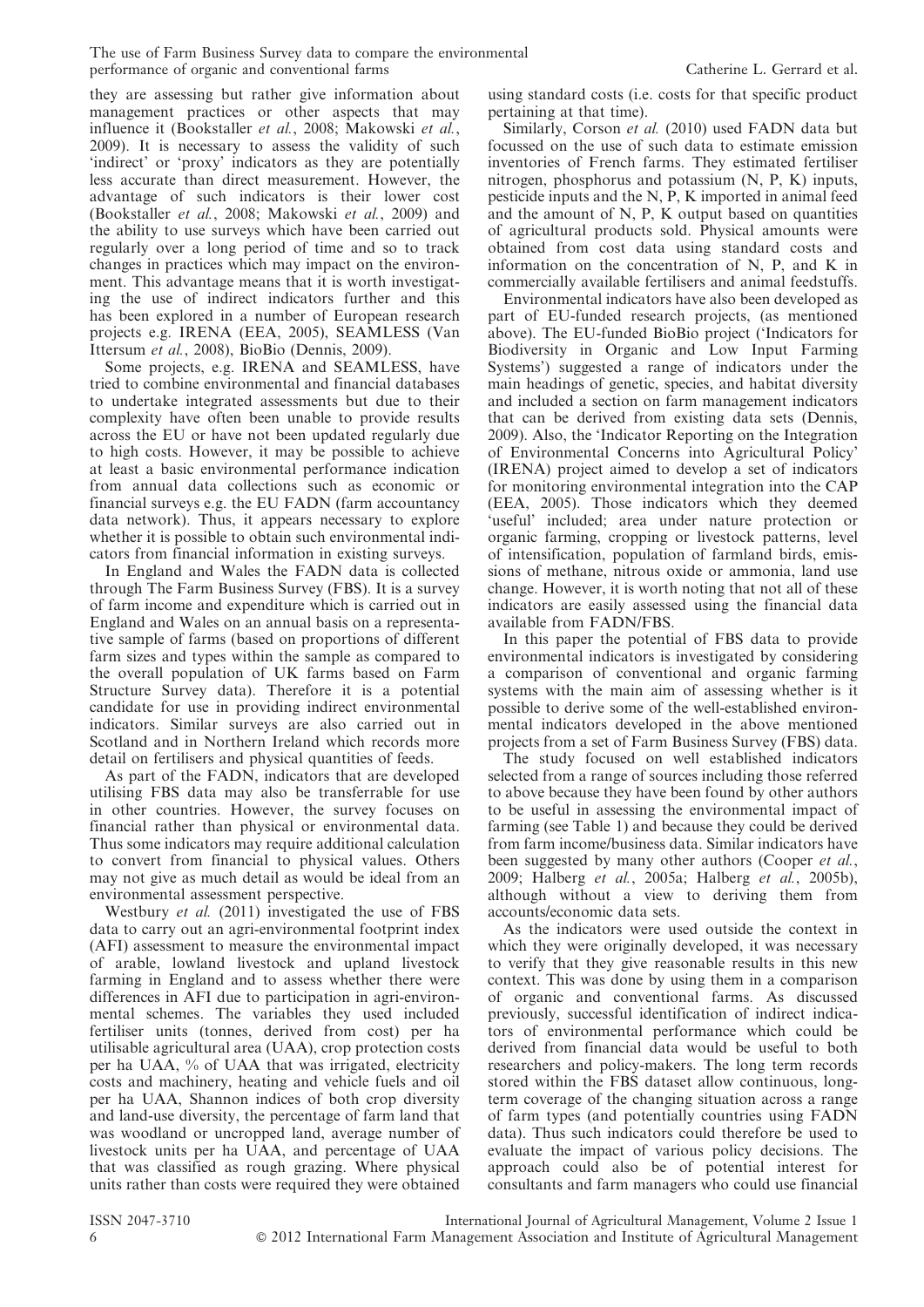they are assessing but rather give information about management practices or other aspects that may influence it (Bookstaller *et al.*, 2008; Makowski *et al.*, 2009). It is necessary to assess the validity of such 'indirect' or 'proxy' indicators as they are potentially less accurate than direct measurement. However, the advantage of such indicators is their lower cost (Bookstaller *et al.*, 2008; Makowski *et al.*, 2009) and the ability to use surveys which have been carried out regularly over a long period of time and so to track changes in practices which may impact on the environment. This advantage means that it is worth investigating the use of indirect indicators further and this has been explored in a number of European research projects e.g. IRENA (EEA, 2005), SEAMLESS (Van Ittersum *et al.*, 2008), BioBio (Dennis, 2009).

Some projects, e.g. IRENA and SEAMLESS, have tried to combine environmental and financial databases to undertake integrated assessments but due to their complexity have often been unable to provide results across the EU or have not been updated regularly due to high costs. However, it may be possible to achieve at least a basic environmental performance indication from annual data collections such as economic or financial surveys e.g. the EU FADN (farm accountancy data network). Thus, it appears necessary to explore whether it is possible to obtain such environmental indicators from financial information in existing surveys.

In England and Wales the FADN data is collected through The Farm Business Survey (FBS). It is a survey of farm income and expenditure which is carried out in England and Wales on an annual basis on a representative sample of farms (based on proportions of different farm sizes and types within the sample as compared to the overall population of UK farms based on Farm Structure Survey data). Therefore it is a potential candidate for use in providing indirect environmental indicators. Similar surveys are also carried out in Scotland and in Northern Ireland which records more detail on fertilisers and physical quantities of feeds.

As part of the FADN, indicators that are developed utilising FBS data may also be transferrable for use in other countries. However, the survey focuses on financial rather than physical or environmental data. Thus some indicators may require additional calculation to convert from financial to physical values. Others may not give as much detail as would be ideal from an environmental assessment perspective.

Westbury *et al.* (2011) investigated the use of FBS data to carry out an agri-environmental footprint index (AFI) assessment to measure the environmental impact of arable, lowland livestock and upland livestock farming in England and to assess whether there were differences in AFI due to participation in agri-environmental schemes. The variables they used included fertiliser units (tonnes, derived from cost) per ha utilisable agricultural area (UAA), crop protection costs per ha UAA, % of UAA that was irrigated, electricity costs and machinery, heating and vehicle fuels and oil per ha UAA, Shannon indices of both crop diversity and land-use diversity, the percentage of farm land that was woodland or uncropped land, average number of livestock units per ha UAA, and percentage of UAA that was classified as rough grazing. Where physical units rather than costs were required they were obtained using standard costs (i.e. costs for that specific product pertaining at that time).

Similarly, Corson *et al.* (2010) used FADN data but focussed on the use of such data to estimate emission inventories of French farms. They estimated fertiliser nitrogen, phosphorus and potassium (N, P, K) inputs, pesticide inputs and the N, P, K imported in animal feed and the amount of N, P, K output based on quantities of agricultural products sold. Physical amounts were obtained from cost data using standard costs and information on the concentration of N, P, and K in commercially available fertilisers and animal feedstuffs.

Environmental indicators have also been developed as part of EU-funded research projects, (as mentioned above). The EU-funded BioBio project ('Indicators for Biodiversity in Organic and Low Input Farming Systems') suggested a range of indicators under the main headings of genetic, species, and habitat diversity and included a section on farm management indicators that can be derived from existing data sets (Dennis, 2009). Also, the 'Indicator Reporting on the Integration of Environmental Concerns into Agricultural Policy' (IRENA) project aimed to develop a set of indicators for monitoring environmental integration into the CAP (EEA, 2005). Those indicators which they deemed 'useful' included; area under nature protection or organic farming, cropping or livestock patterns, level of intensification, population of farmland birds, emissions of methane, nitrous oxide or ammonia, land use change. However, it is worth noting that not all of these indicators are easily assessed using the financial data available from FADN/FBS.

In this paper the potential of FBS data to provide environmental indicators is investigated by considering a comparison of conventional and organic farming systems with the main aim of assessing whether is it possible to derive some of the well-established environmental indicators developed in the above mentioned projects from a set of Farm Business Survey (FBS) data.

The study focused on well established indicators selected from a range of sources including those referred to above because they have been found by other authors to be useful in assessing the environmental impact of farming (see Table 1) and because they could be derived from farm income/business data. Similar indicators have been suggested by many other authors (Cooper *et al.*, 2009; Halberg *et al.*, 2005a; Halberg *et al.*, 2005b), although without a view to deriving them from accounts/economic data sets.

As the indicators were used outside the context in which they were originally developed, it was necessary to verify that they give reasonable results in this new context. This was done by using them in a comparison of organic and conventional farms. As discussed previously, successful identification of indirect indicators of environmental performance which could be derived from financial data would be useful to both researchers and policy-makers. The long term records stored within the FBS dataset allow continuous, long-term coverage of the changing situation across a range of farm types (and potentially countries using FADN data). Thus such indicators could therefore be used to evaluate the impact of various policy decisions. The approach could also be of potential interest for consultants and farm managers who could use financial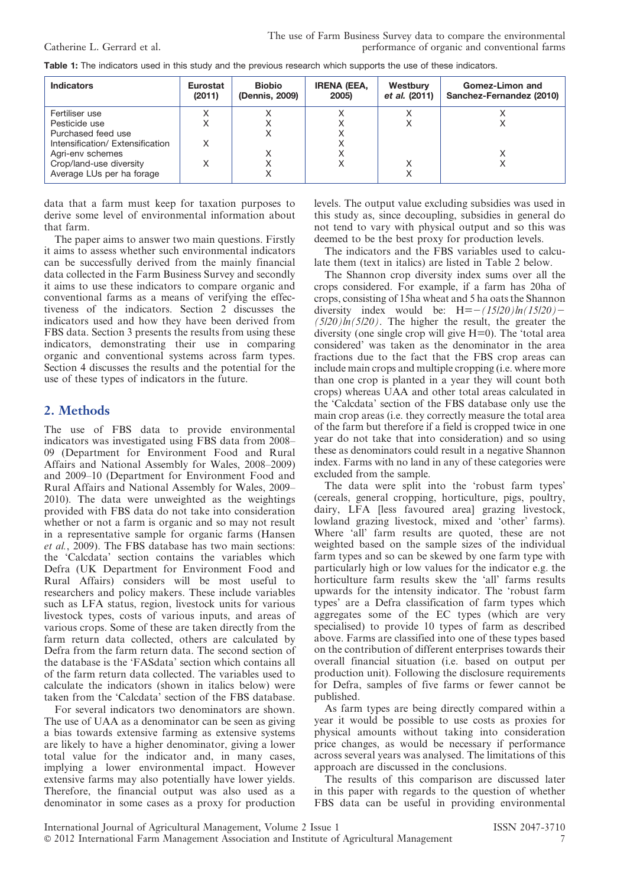**Table 1:** The indicators used in this study and the previous research which supports the use of these indicators.

| Indicators | Eurostat (2011) | Biobio (Dennis, 2009) | IRENA (EEA, 2005) | Westbury et al. (2011) | Gomez-Limon and Sanchez-Fernandez (2010) |
|---|---|---|---|---|---|
| Fertiliser use | X | X | X | X | X |
| Pesticide use | X | X | X | X | X |
| Purchased feed use | | X | X | | |
| Intensification/ Extensification | X | | X | | |
| Agri-env schemes | | X | X | | X |
| Crop/land-use diversity | X | X | X | X | X |
| Average LUs per ha forage | | X | | X | |

data that a farm must keep for taxation purposes to derive some level of environmental information about that farm.

The paper aims to answer two main questions. Firstly it aims to assess whether such environmental indicators can be successfully derived from the mainly financial data collected in the Farm Business Survey and secondly it aims to use these indicators to compare organic and conventional farms as a means of verifying the effectiveness of the indicators. Section 2 discusses the indicators used and how they have been derived from FBS data. Section 3 presents the results from using these indicators, demonstrating their use in comparing organic and conventional systems across farm types. Section 4 discusses the results and the potential for the use of these types of indicators in the future.

## 2. Methods

The use of FBS data to provide environmental indicators was investigated using FBS data from 2008–09 (Department for Environment Food and Rural Affairs and National Assembly for Wales, 2008–2009) and 2009–10 (Department for Environment Food and Rural Affairs and National Assembly for Wales, 2009–2010). The data were unweighted as the weightings provided with FBS data do not take into consideration whether or not a farm is organic and so may not result in a representative sample for organic farms (Hansen *et al.*, 2009). The FBS database has two main sections: the 'Calcdata' section contains the variables which Defra (UK Department for Environment Food and Rural Affairs) considers will be most useful to researchers and policy makers. These include variables such as LFA status, region, livestock units for various livestock types, costs of various inputs, and areas of various crops. Some of these are taken directly from the farm return data collected, others are calculated by Defra from the farm return data. The second section of the database is the 'FASdata' section which contains all of the farm return data collected. The variables used to calculate the indicators (shown in italics below) were taken from the 'Calcdata' section of the FBS database.

For several indicators two denominators are shown. The use of UAA as a denominator can be seen as giving a bias towards extensive farming as extensive systems are likely to have a higher denominator, giving a lower total value for the indicator and, in many cases, implying a lower environmental impact. However extensive farms may also potentially have lower yields. Therefore, the financial output was also used as a denominator in some cases as a proxy for production levels. The output value excluding subsidies was used in this study as, since decoupling, subsidies in general do not tend to vary with physical output and so this was deemed to be the best proxy for production levels.

The indicators and the FBS variables used to calculate them (text in italics) are listed in Table 2 below.

The Shannon crop diversity index sums over all the crops considered. For example, if a farm has 20ha of crops, consisting of 15ha wheat and 5 ha oats the Shannon diversity index would be: $H=-(15/20)\ln(15/20)-(5/20)\ln(5/20)$. The higher the result, the greater the diversity (one single crop will give $H=0$). The 'total area considered' was taken as the denominator in the area fractions due to the fact that the FBS crop areas can include main crops and multiple cropping (i.e. where more than one crop is planted in a year they will count both crops) whereas UAA and other total areas calculated in the 'Calcdata' section of the FBS database only use the main crop areas (i.e. they correctly measure the total area of the farm but therefore if a field is cropped twice in one year do not take that into consideration) and so using these as denominators could result in a negative Shannon index. Farms with no land in any of these categories were excluded from the sample.

The data were split into the 'robust farm types' (cereals, general cropping, horticulture, pigs, poultry, dairy, LFA [less favoured area] grazing livestock, lowland grazing livestock, mixed and 'other' farms). Where 'all' farm results are quoted, these are not weighted based on the sample sizes of the individual farm types and so can be skewed by one farm type with particularly high or low values for the indicator e.g. the horticulture farm results skew the 'all' farms results upwards for the intensity indicator. The 'robust farm types' are a Defra classification of farm types which aggregates some of the EC types (which are very specialised) to provide 10 types of farm as described above. Farms are classified into one of these types based on the contribution of different enterprises towards their overall financial situation (i.e. based on output per production unit). Following the disclosure requirements for Defra, samples of five farms or fewer cannot be published.

As farm types are being directly compared within a year it would be possible to use costs as proxies for physical amounts without taking into consideration price changes, as would be necessary if performance across several years was analysed. The limitations of this approach are discussed in the conclusions.

The results of this comparison are discussed later in this paper with regards to the question of whether FBS data can be useful in providing environmental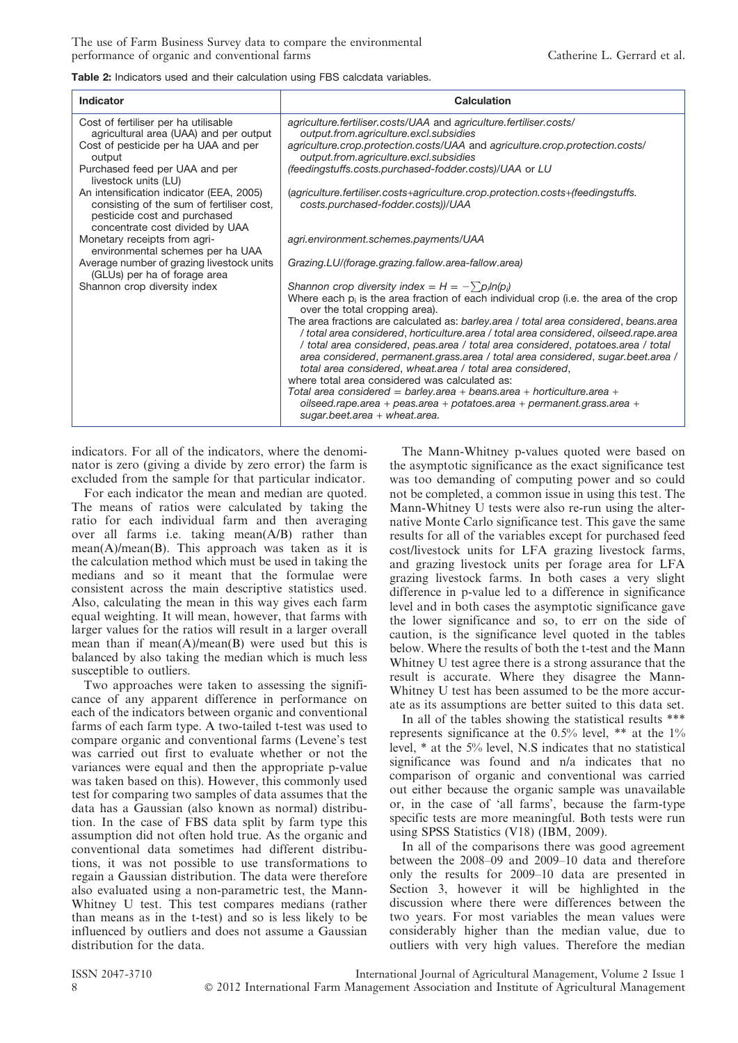**Table 2:** Indicators used and their calculation using FBS calcdata variables.

| Indicator | Calculation |
|---|---|
| Cost of fertiliser per ha utilisable agricultural area (UAA) and per output | *agriculture.fertiliser.costs/UAA* and *agriculture.fertiliser.costs/ output.from.agriculture.excl.subsidies* |
| Cost of pesticide per ha UAA and per output | *agriculture.crop.protection.costs/UAA* and *agriculture.crop.protection.costs/ output.from.agriculture.excl.subsidies* |
| Purchased feed per UAA and per livestock units (LU) | *(feedingstuffs.costs.purchased-fodder.costs)/UAA* or *LU* |
| An intensification indicator (EEA, 2005) consisting of the sum of fertiliser cost, pesticide cost and purchased concentrate cost divided by UAA | *(agriculture.fertiliser.costs+agriculture.crop.protection.costs+(feedingstuffs. costs.purchased-fodder.costs))/UAA* |
| Monetary receipts from agri-environmental schemes per ha UAA | *agri.environment.schemes.payments/UAA* |
| Average number of grazing livestock units (GLUs) per ha of forage area | *Grazing.LU/(forage.grazing.fallow.area-fallow.area)* |
| Shannon crop diversity index | *Shannon crop diversity index* = $H = -\sum p_i ln(p_i)$ <br> Where each $p_i$ is the area fraction of each individual crop (i.e. the area of the crop over the total cropping area). <br> The area fractions are calculated as: *barley.area / total area considered*, *beans.area / total area considered*, *horticulture.area / total area considered*, *oilseed.rape.area / total area considered*, *peas.area / total area considered*, *potatoes.area / total area considered*, *permanent.grass.area / total area considered*, *sugar.beet.area / total area considered*, *wheat.area / total area considered*, <br> where total area considered was calculated as: <br> *Total area considered = barley.area + beans.area + horticulture.area + oilseed.rape.area + peas.area + potatoes.area + permanent.grass.area + sugar.beet.area + wheat.area.* |

indicators. For all of the indicators, where the denominator is zero (giving a divide by zero error) the farm is excluded from the sample for that particular indicator.

For each indicator the mean and median are quoted. The means of ratios were calculated by taking the ratio for each individual farm and then averaging over all farms i.e. taking mean(A/B) rather than mean(A)/mean(B). This approach was taken as it is the calculation method which must be used in taking the medians and so it meant that the formulae were consistent across the main descriptive statistics used. Also, calculating the mean in this way gives each farm equal weighting. It will mean, however, that farms with larger values for the ratios will result in a larger overall mean than if mean(A)/mean(B) were used but this is balanced by also taking the median which is much less susceptible to outliers.

Two approaches were taken to assessing the significance of any apparent difference in performance on each of the indicators between organic and conventional farms of each farm type. A two-tailed t-test was used to compare organic and conventional farms (Levene's test was carried out first to evaluate whether or not the variances were equal and then the appropriate p-value was taken based on this). However, this commonly used test for comparing two samples of data assumes that the data has a Gaussian (also known as normal) distribution. In the case of FBS data split by farm type this assumption did not often hold true. As the organic and conventional data sometimes had different distributions, it was not possible to use transformations to regain a Gaussian distribution. The data were therefore also evaluated using a non-parametric test, the Mann-Whitney U test. This test compares medians (rather than means as in the t-test) and so is less likely to be influenced by outliers and does not assume a Gaussian distribution for the data.

The Mann-Whitney p-values quoted were based on the asymptotic significance as the exact significance test was too demanding of computing power and so could not be completed, a common issue in using this test. The Mann-Whitney U tests were also re-run using the alternative Monte Carlo significance test. This gave the same results for all of the variables except for purchased feed cost/livestock units for LFA grazing livestock farms, and grazing livestock units per forage area for LFA grazing livestock farms. In both cases a very slight difference in p-value led to a difference in significance level and in both cases the asymptotic significance gave the lower significance and so, to err on the side of caution, is the significance level quoted in the tables below. Where the results of both the t-test and the Mann Whitney U test agree there is a strong assurance that the result is accurate. Where they disagree the Mann-Whitney U test has been assumed to be the more accurate as its assumptions are better suited to this data set.

In all of the tables showing the statistical results *** represents significance at the 0.5% level, ** at the 1% level, * at the 5% level, N.S indicates that no statistical significance was found and n/a indicates that no comparison of organic and conventional was carried out either because the organic sample was unavailable or, in the case of 'all farms', because the farm-type specific tests are more meaningful. Both tests were run using SPSS Statistics (V18) (IBM, 2009).

In all of the comparisons there was good agreement between the 2008–09 and 2009–10 data and therefore only the results for 2009–10 data are presented in Section 3, however it will be highlighted in the discussion where there were differences between the two years. For most variables the mean values were considerably higher than the median value, due to outliers with very high values. Therefore the median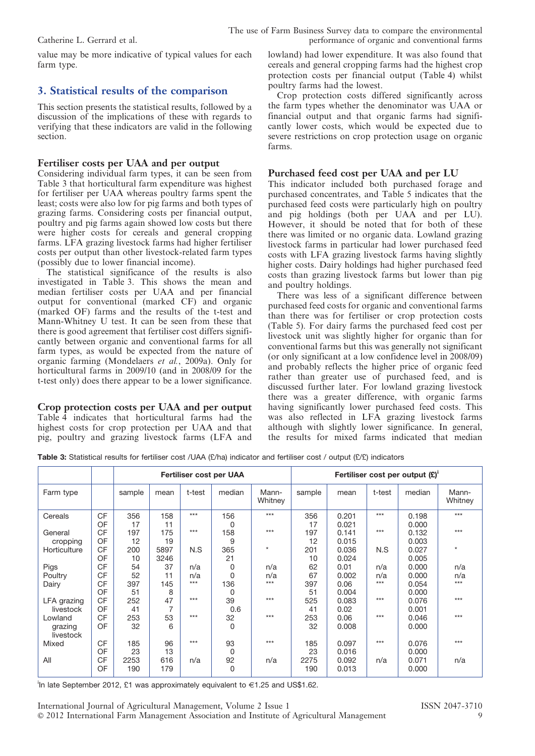value may be more indicative of typical values for each farm type.

## 3. Statistical results of the comparison

This section presents the statistical results, followed by a discussion of the implications of these with regards to verifying that these indicators are valid in the following section.

### Fertiliser costs per UAA and per output

Considering individual farm types, it can be seen from Table 3 that horticultural farm expenditure was highest for fertiliser per UAA whereas poultry farms spent the least; costs were also low for pig farms and both types of grazing farms. Considering costs per financial output, poultry and pig farms again showed low costs but there were higher costs for cereals and general cropping farms. LFA grazing livestock farms had higher fertiliser costs per output than other livestock-related farm types (possibly due to lower financial income).

The statistical significance of the results is also investigated in Table 3. This shows the mean and median fertiliser costs per UAA and per financial output for conventional (marked CF) and organic (marked OF) farms and the results of the t-test and Mann-Whitney U test. It can be seen from these that there is good agreement that fertiliser cost differs significantly between organic and conventional farms for all farm types, as would be expected from the nature of organic farming (Mondelaers *et al.*, 2009a). Only for horticultural farms in 2009/10 (and in 2008/09 for the t-test only) does there appear to be a lower significance.

### Crop protection costs per UAA and per output

Table 4 indicates that horticultural farms had the highest costs for crop protection per UAA and that pig, poultry and grazing livestock farms (LFA and lowland) had lower expenditure. It was also found that cereals and general cropping farms had the highest crop protection costs per financial output (Table 4) whilst poultry farms had the lowest.

Crop protection costs differed significantly across the farm types whether the denominator was UAA or financial output and that organic farms had significantly lower costs, which would be expected due to severe restrictions on crop protection usage on organic farms.

### Purchased feed cost per UAA and per LU

This indicator included both purchased forage and purchased concentrates, and Table 5 indicates that the purchased feed costs were particularly high on poultry and pig holdings (both per UAA and per LU). However, it should be noted that for both of these there was limited or no organic data. Lowland grazing livestock farms in particular had lower purchased feed costs with LFA grazing livestock farms having slightly higher costs. Dairy holdings had higher purchased feed costs than grazing livestock farms but lower than pig and poultry holdings.

There was less of a significant difference between purchased feed costs for organic and conventional farms than there was for fertiliser or crop protection costs (Table 5). For dairy farms the purchased feed cost per livestock unit was slightly higher for organic than for conventional farms but this was generally not significant (or only significant at a low confidence level in 2008/09) and probably reflects the higher price of organic feed rather than greater use of purchased feed, and is discussed further later. For lowland grazing livestock there was a greater difference, with organic farms having significantly lower purchased feed costs. This was also reflected in LFA grazing livestock farms although with slightly lower significance. In general, the results for mixed farms indicated that median

**Table 3:** Statistical results for fertiliser cost /UAA (£/ha) indicator and fertiliser cost / output (£/£) indicators

| | | Fertiliser cost per UAA | | | | | Fertiliser cost per output (£)[i] | | | | |
|---|---|---|---|---|---|---|---|---|---|---|---|
| Farm type | | sample | mean | t-test | median | Mann-Whitney | sample | mean | t-test | median | Mann-Whitney |
| Cereals | CF | 356 | 158 | *** | 156 | *** | 356 | 0.201 | *** | 0.198 | *** |
| | OF | 17 | 11 | | 0 | | 17 | 0.021 | | 0.000 | |
| General cropping | CF | 197 | 175 | *** | 158 | *** | 197 | 0.141 | *** | 0.132 | *** |
| | OF | 12 | 19 | | 9 | | 12 | 0.015 | | 0.003 | |
| Horticulture | CF | 200 | 5897 | N.S | 365 | * | 201 | 0.036 | N.S | 0.027 | * |
| | OF | 10 | 3246 | | 21 | | 10 | 0.024 | | 0.005 | |
| Pigs | CF | 54 | 37 | n/a | 0 | n/a | 62 | 0.01 | n/a | 0.000 | n/a |
| Poultry | CF | 52 | 11 | n/a | 0 | n/a | 67 | 0.002 | n/a | 0.000 | n/a |
| Dairy | CF | 397 | 145 | *** | 136 | *** | 397 | 0.06 | *** | 0.054 | *** |
| | OF | 51 | 8 | | 0 | | 51 | 0.004 | | 0.000 | |
| LFA grazing livestock | CF | 252 | 47 | *** | 39 | *** | 525 | 0.083 | *** | 0.076 | *** |
| | OF | 41 | 7 | | 0.6 | | 41 | 0.02 | | 0.001 | |
| Lowland grazing livestock | CF | 253 | 53 | *** | 32 | *** | 253 | 0.06 | *** | 0.046 | *** |
| | OF | 32 | 6 | | 0 | | 32 | 0.008 | | 0.000 | |
| Mixed | CF | 185 | 96 | *** | 93 | *** | 185 | 0.097 | *** | 0.076 | *** |
| | OF | 23 | 13 | | 0 | | 23 | 0.016 | | 0.000 | |
| All | CF | 2253 | 616 | n/a | 92 | n/a | 2275 | 0.092 | n/a | 0.071 | n/a |
| | OF | 190 | 179 | | 0 | | 190 | 0.013 | | 0.000 | |

[i]In late September 2012, £1 was approximately equivalent to €1.25 and US$1.62.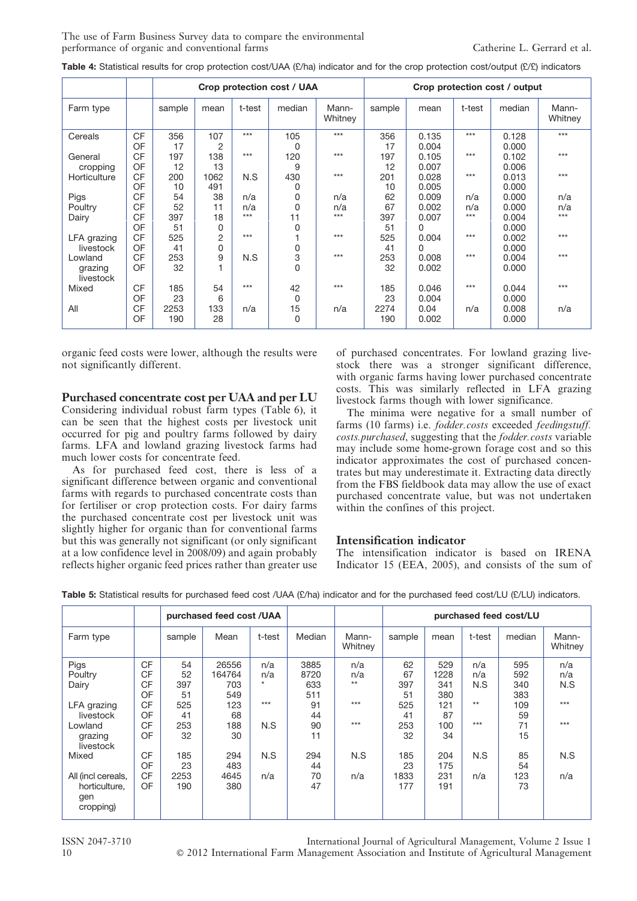**Table 4:** Statistical results for crop protection cost/UAA (£/ha) indicator and for the crop protection cost/output (£/£) indicators

| | | Crop protection cost / UAA | | | | | Crop protection cost / output | | | | |
|---|---|---|---|---|---|---|---|---|---|---|---|
| Farm type | | sample | mean | t-test | median | Mann-Whitney | sample | mean | t-test | median | Mann-Whitney |
| Cereals | CF | 356 | 107 | *** | 105 | *** | 356 | 0.135 | *** | 0.128 | *** |
| | OF | 17 | 2 | | 0 | | 17 | 0.004 | | 0.000 | |
| General cropping | CF | 197 | 138 | *** | 120 | *** | 197 | 0.105 | *** | 0.102 | *** |
| | OF | 12 | 13 | | 9 | | 12 | 0.007 | | 0.006 | |
| Horticulture | CF | 200 | 1062 | N.S | 430 | *** | 201 | 0.028 | *** | 0.013 | *** |
| | OF | 10 | 491 | | 0 | | 10 | 0.005 | | 0.000 | |
| Pigs | CF | 54 | 38 | n/a | 0 | n/a | 62 | 0.009 | n/a | 0.000 | n/a |
| Poultry | CF | 52 | 11 | n/a | 0 | n/a | 67 | 0.002 | n/a | 0.000 | n/a |
| Dairy | CF | 397 | 18 | *** | 11 | *** | 397 | 0.007 | *** | 0.004 | *** |
| | OF | 51 | 0 | | 0 | | 51 | 0 | | 0.000 | |
| LFA grazing livestock | CF | 525 | 2 | *** | 1 | *** | 525 | 0.004 | *** | 0.002 | *** |
| | OF | 41 | 0 | | 0 | | 41 | 0 | | 0.000 | |
| Lowland grazing livestock | CF | 253 | 9 | N.S | 3 | *** | 253 | 0.008 | *** | 0.004 | *** |
| | OF | 32 | 1 | | 0 | | 32 | 0.002 | | 0.000 | |
| Mixed | CF | 185 | 54 | *** | 42 | *** | 185 | 0.046 | *** | 0.044 | *** |
| | OF | 23 | 6 | | 0 | | 23 | 0.004 | | 0.000 | |
| All | CF | 2253 | 133 | n/a | 15 | n/a | 2274 | 0.04 | n/a | 0.008 | n/a |
| | OF | 190 | 28 | | 0 | | 190 | 0.002 | | 0.000 | |

organic feed costs were lower, although the results were not significantly different.

### Purchased concentrate cost per UAA and per LU

Considering individual robust farm types (Table 6), it can be seen that the highest costs per livestock unit occurred for pig and poultry farms followed by dairy farms. LFA and lowland grazing livestock farms had much lower costs for concentrate feed.

As for purchased feed cost, there is less of a significant difference between organic and conventional farms with regards to purchased concentrate costs than for fertiliser or crop protection costs. For dairy farms the purchased concentrate cost per livestock unit was slightly higher for organic than for conventional farms but this was generally not significant (or only significant at a low confidence level in 2008/09) and again probably reflects higher organic feed prices rather than greater use of purchased concentrates. For lowland grazing livestock there was a stronger significant difference, with organic farms having lower purchased concentrate costs. This was similarly reflected in LFA grazing livestock farms though with lower significance.

The minima were negative for a small number of farms (10 farms) i.e. *fodder.costs* exceeded *feedingstuff.costs.purchased*, suggesting that the *fodder.costs* variable may include some home-grown forage cost and so this indicator approximates the cost of purchased concentrates but may underestimate it. Extracting data directly from the FBS fieldbook data may allow the use of exact purchased concentrate value, but was not undertaken within the confines of this project.

### Intensification indicator

The intensification indicator is based on IRENA Indicator 15 (EEA, 2005), and consists of the sum of

**Table 5:** Statistical results for purchased feed cost /UAA (£/ha) indicator and for the purchased feed cost/LU (£/LU) indicators.

| | | purchased feed cost /UAA | | | | | purchased feed cost/LU | | | | |
|---|---|---|---|---|---|---|---|---|---|---|---|
| Farm type | | sample | Mean | t-test | Median | Mann-Whitney | sample | mean | t-test | median | Mann-Whitney |
| Pigs | CF | 54 | 26556 | n/a | 3885 | n/a | 62 | 529 | n/a | 595 | n/a |
| Poultry | CF | 52 | 164764 | n/a | 8720 | n/a | 67 | 1228 | n/a | 592 | n/a |
| Dairy | CF | 397 | 703 | * | 633 | ** | 397 | 341 | N.S | 340 | N.S |
| | OF | 51 | 549 | | 511 | | 51 | 380 | | 383 | |
| LFA grazing livestock | CF | 525 | 123 | *** | 91 | *** | 525 | 121 | ** | 109 | *** |
| | OF | 41 | 68 | | 44 | | 41 | 87 | | 59 | |
| Lowland grazing livestock | CF | 253 | 188 | N.S | 90 | *** | 253 | 100 | *** | 71 | *** |
| | OF | 32 | 30 | | 11 | | 32 | 34 | | 15 | |
| Mixed | CF | 185 | 294 | N.S | 294 | N.S | 185 | 204 | N.S | 85 | N.S |
| | OF | 23 | 483 | | 44 | | 23 | 175 | | 54 | |
| All (incl cereals, horticulture, gen cropping) | CF | 2253 | 4645 | n/a | 70 | n/a | 1833 | 231 | n/a | 123 | n/a |
| | OF | 190 | 380 | | 47 | | 177 | 191 | | 73 | |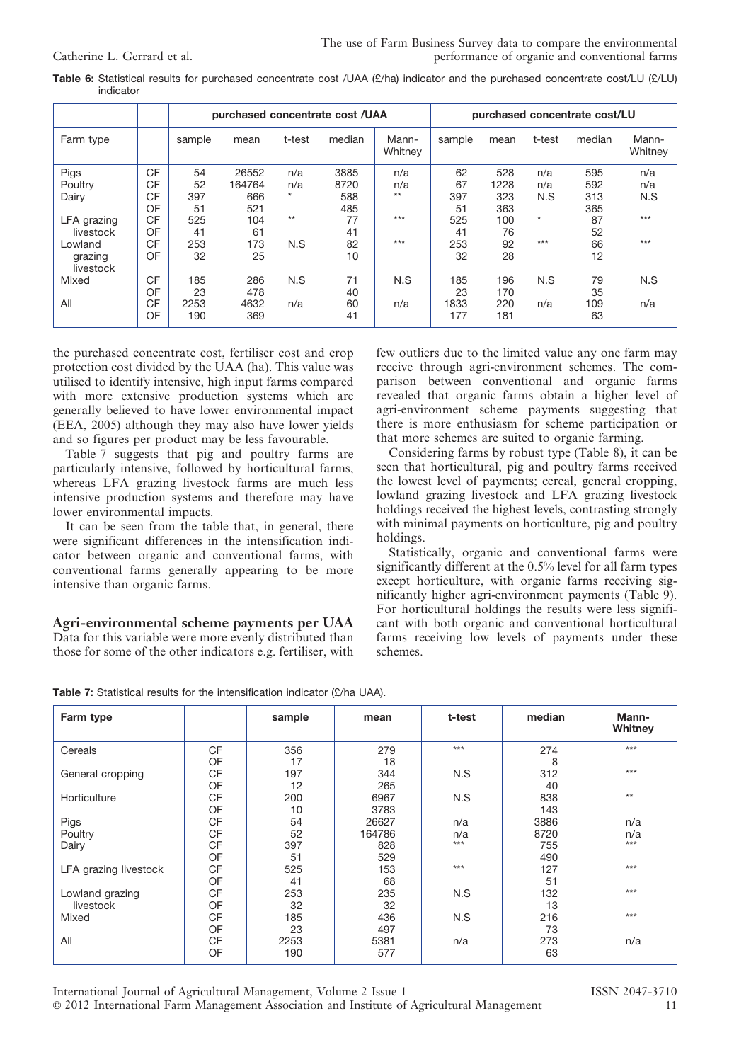**Table 6:** Statistical results for purchased concentrate cost /UAA (£/ha) indicator and the purchased concentrate cost/LU (£/LU) indicator

| | | purchased concentrate cost /UAA | | | | | purchased concentrate cost/LU | | | | |
|---|---|---|---|---|---|---|---|---|---|---|---|
| Farm type | | sample | mean | t-test | median | Mann-Whitney | sample | mean | t-test | median | Mann-Whitney |
| Pigs | CF | 54 | 26552 | n/a | 3885 | n/a | 62 | 528 | n/a | 595 | n/a |
| Poultry | CF | 52 | 164764 | n/a | 8720 | n/a | 67 | 1228 | n/a | 592 | n/a |
| Dairy | CF | 397 | 666 | * | 588 | ** | 397 | 323 | N.S | 313 | N.S |
| | OF | 51 | 521 | | 485 | | 51 | 363 | | 365 | |
| LFA grazing livestock | CF | 525 | 104 | ** | 77 | *** | 525 | 100 | * | 87 | *** |
| | OF | 41 | 61 | | 41 | | 41 | 76 | | 52 | |
| Lowland grazing livestock | CF | 253 | 173 | N.S | 82 | *** | 253 | 92 | *** | 66 | *** |
| | OF | 32 | 25 | | 10 | | 32 | 28 | | 12 | |
| Mixed | CF | 185 | 286 | N.S | 71 | N.S | 185 | 196 | N.S | 79 | N.S |
| | OF | 23 | 478 | | 40 | | 23 | 170 | | 35 | |
| All | CF | 2253 | 4632 | n/a | 60 | n/a | 1833 | 220 | n/a | 109 | n/a |
| | OF | 190 | 369 | | 41 | | 177 | 181 | | 63 | |

the purchased concentrate cost, fertiliser cost and crop protection cost divided by the UAA (ha). This value was utilised to identify intensive, high input farms compared with more extensive production systems which are generally believed to have lower environmental impact (EEA, 2005) although they may also have lower yields and so figures per product may be less favourable.

Table 7 suggests that pig and poultry farms are particularly intensive, followed by horticultural farms, whereas LFA grazing livestock farms are much less intensive production systems and therefore may have lower environmental impacts.

It can be seen from the table that, in general, there were significant differences in the intensification indicator between organic and conventional farms, with conventional farms generally appearing to be more intensive than organic farms.

## Agri-environmental scheme payments per UAA

Data for this variable were more evenly distributed than those for some of the other indicators e.g. fertiliser, with few outliers due to the limited value any one farm may receive through agri-environment schemes. The comparison between conventional and organic farms revealed that organic farms obtain a higher level of agri-environment scheme payments suggesting that there is more enthusiasm for scheme participation or that more schemes are suited to organic farming.

Considering farms by robust type (Table 8), it can be seen that horticultural, pig and poultry farms received the lowest level of payments; cereal, general cropping, lowland grazing livestock and LFA grazing livestock holdings received the highest levels, contrasting strongly with minimal payments on horticulture, pig and poultry holdings.

Statistically, organic and conventional farms were significantly different at the 0.5% level for all farm types except horticulture, with organic farms receiving significantly higher agri-environment payments (Table 9). For horticultural holdings the results were less significant with both organic and conventional horticultural farms receiving low levels of payments under these schemes.

**Table 7:** Statistical results for the intensification indicator (£/ha UAA).

| Farm type | | sample | mean | t-test | median | Mann-Whitney |
|---|---|---|---|---|---|---|
| Cereals | CF | 356 | 279 | *** | 274 | *** |
| | OF | 17 | 18 | | 8 | |
| General cropping | CF | 197 | 344 | N.S | 312 | *** |
| | OF | 12 | 265 | | 40 | |
| Horticulture | CF | 200 | 6967 | N.S | 838 | ** |
| | OF | 10 | 3783 | | 143 | |
| Pigs | CF | 54 | 26627 | n/a | 3886 | n/a |
| Poultry | CF | 52 | 164786 | n/a | 8720 | n/a |
| Dairy | CF | 397 | 828 | *** | 755 | *** |
| | OF | 51 | 529 | | 490 | |
| LFA grazing livestock | CF | 525 | 153 | *** | 127 | *** |
| | OF | 41 | 68 | | 51 | |
| Lowland grazing livestock | CF | 253 | 235 | N.S | 132 | *** |
| | OF | 32 | 32 | | 13 | |
| Mixed | CF | 185 | 436 | N.S | 216 | *** |
| | OF | 23 | 497 | | 73 | |
| All | CF | 2253 | 5381 | n/a | 273 | n/a |
| | OF | 190 | 577 | | 63 | |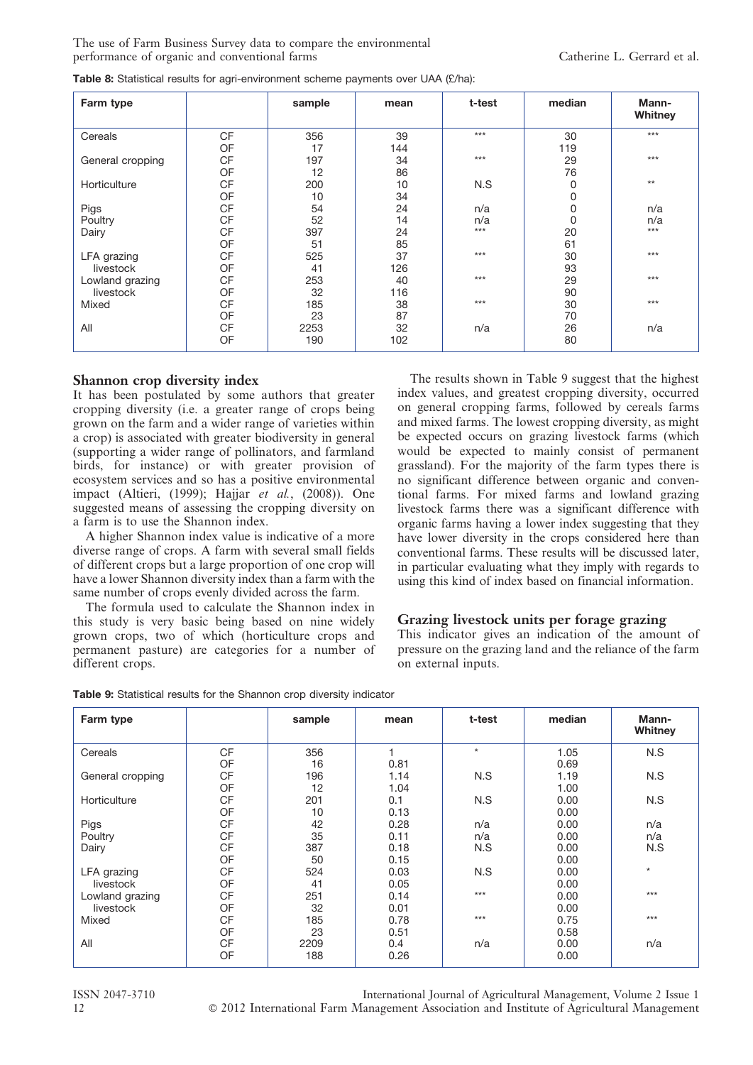**Table 8:** Statistical results for agri-environment scheme payments over UAA (£/ha):

| Farm type | | sample | mean | t-test | median | Mann-Whitney |
|---|---|---|---|---|---|---|
| Cereals | CF | 356 | 39 | *** | 30 | *** |
| | OF | 17 | 144 | | 119 | |
| General cropping | CF | 197 | 34 | *** | 29 | *** |
| | OF | 12 | 86 | | 76 | |
| Horticulture | CF | 200 | 10 | N.S | 0 | ** |
| | OF | 10 | 34 | | 0 | |
| Pigs | CF | 54 | 24 | n/a | 0 | n/a |
| Poultry | CF | 52 | 14 | n/a | 0 | n/a |
| Dairy | CF | 397 | 24 | *** | 20 | *** |
| | OF | 51 | 85 | | 61 | |
| LFA grazing livestock | CF | 525 | 37 | *** | 30 | *** |
| | OF | 41 | 126 | | 93 | |
| Lowland grazing livestock | CF | 253 | 40 | *** | 29 | *** |
| | OF | 32 | 116 | | 90 | |
| Mixed | CF | 185 | 38 | *** | 30 | *** |
| | OF | 23 | 87 | | 70 | |
| All | CF | 2253 | 32 | n/a | 26 | n/a |
| | OF | 190 | 102 | | 80 | |

## Shannon crop diversity index

It has been postulated by some authors that greater cropping diversity (i.e. a greater range of crops being grown on the farm and a wider range of varieties within a crop) is associated with greater biodiversity in general (supporting a wider range of pollinators, and farmland birds, for instance) or with greater provision of ecosystem services and so has a positive environmental impact (Altieri, (1999); Hajjar *et al.*, (2008)). One suggested means of assessing the cropping diversity on a farm is to use the Shannon index.

A higher Shannon index value is indicative of a more diverse range of crops. A farm with several small fields of different crops but a large proportion of one crop will have a lower Shannon diversity index than a farm with the same number of crops evenly divided across the farm.

The formula used to calculate the Shannon index in this study is very basic being based on nine widely grown crops, two of which (horticulture crops and permanent pasture) are categories for a number of different crops.

The results shown in Table 9 suggest that the highest index values, and greatest cropping diversity, occurred on general cropping farms, followed by cereals farms and mixed farms. The lowest cropping diversity, as might be expected occurs on grazing livestock farms (which would be expected to mainly consist of permanent grassland). For the majority of the farm types there is no significant difference between organic and conventional farms. For mixed farms and lowland grazing livestock farms there was a significant difference with organic farms having a lower index suggesting that they have lower diversity in the crops considered here than conventional farms. These results will be discussed later, in particular evaluating what they imply with regards to using this kind of index based on financial information.

## Grazing livestock units per forage grazing

This indicator gives an indication of the amount of pressure on the grazing land and the reliance of the farm on external inputs.

**Table 9:** Statistical results for the Shannon crop diversity indicator

| Farm type | | sample | mean | t-test | median | Mann-Whitney |
|---|---|---|---|---|---|---|
| Cereals | CF | 356 | 1 | * | 1.05 | N.S |
| | OF | 16 | 0.81 | | 0.69 | |
| General cropping | CF | 196 | 1.14 | N.S | 1.19 | N.S |
| | OF | 12 | 1.04 | | 1.00 | |
| Horticulture | CF | 201 | 0.1 | N.S | 0.00 | N.S |
| | OF | 10 | 0.13 | | 0.00 | |
| Pigs | CF | 42 | 0.28 | n/a | 0.00 | n/a |
| Poultry | CF | 35 | 0.11 | n/a | 0.00 | n/a |
| Dairy | CF | 387 | 0.18 | N.S | 0.00 | N.S |
| | OF | 50 | 0.15 | | 0.00 | |
| LFA grazing livestock | CF | 524 | 0.03 | N.S | 0.00 | * |
| | OF | 41 | 0.05 | | 0.00 | |
| Lowland grazing livestock | CF | 251 | 0.14 | *** | 0.00 | *** |
| | OF | 32 | 0.01 | | 0.00 | |
| Mixed | CF | 185 | 0.78 | *** | 0.75 | *** |
| | OF | 23 | 0.51 | | 0.58 | |
| All | CF | 2209 | 0.4 | n/a | 0.00 | n/a |
| | OF | 188 | 0.26 | | 0.00 | |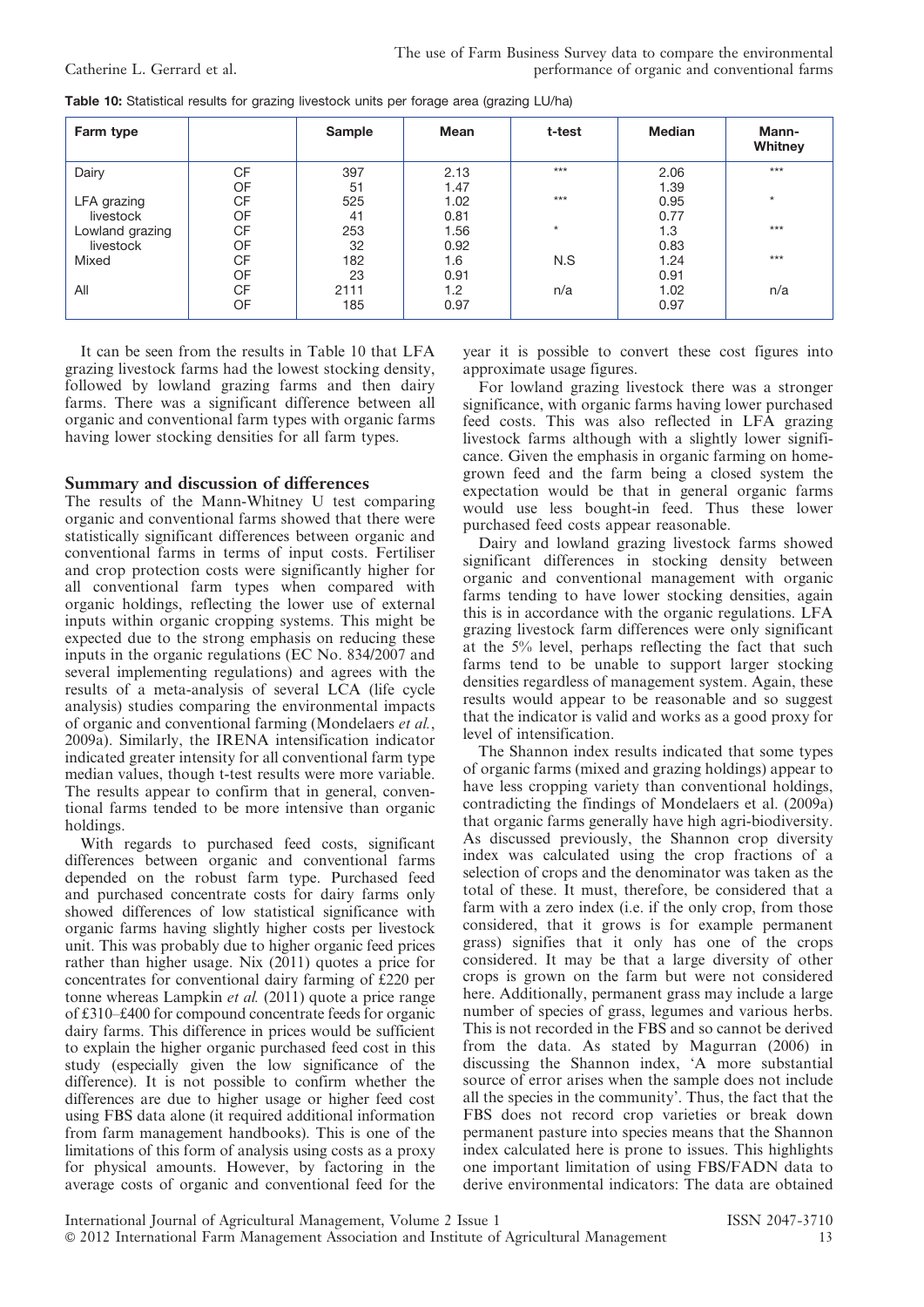**Table 10:** Statistical results for grazing livestock units per forage area (grazing LU/ha)

| Farm type | | Sample | Mean | t-test | Median | Mann-Whitney |
|---|---|---|---|---|---|---|
| Dairy | CF | 397 | 2.13 | *** | 2.06 | *** |
| | OF | 51 | 1.47 | | 1.39 | |
| LFA grazing livestock | CF | 525 | 1.02 | *** | 0.95 | * |
| | OF | 41 | 0.81 | | 0.77 | |
| Lowland grazing livestock | CF | 253 | 1.56 | * | 1.3 | *** |
| | OF | 32 | 0.92 | | 0.83 | |
| Mixed | CF | 182 | 1.6 | N.S | 1.24 | *** |
| | OF | 23 | 0.91 | | 0.91 | |
| All | CF | 2111 | 1.2 | n/a | 1.02 | n/a |
| | OF | 185 | 0.97 | | 0.97 | |

It can be seen from the results in Table 10 that LFA grazing livestock farms had the lowest stocking density, followed by lowland grazing farms and then dairy farms. There was a significant difference between all organic and conventional farm types with organic farms having lower stocking densities for all farm types.

## Summary and discussion of differences

The results of the Mann-Whitney U test comparing organic and conventional farms showed that there were statistically significant differences between organic and conventional farms in terms of input costs. Fertiliser and crop protection costs were significantly higher for all conventional farm types when compared with organic holdings, reflecting the lower use of external inputs within organic cropping systems. This might be expected due to the strong emphasis on reducing these inputs in the organic regulations (EC No. 834/2007 and several implementing regulations) and agrees with the results of a meta-analysis of several LCA (life cycle analysis) studies comparing the environmental impacts of organic and conventional farming (Mondelaers *et al.*, 2009a). Similarly, the IRENA intensification indicator indicated greater intensity for all conventional farm type median values, though t-test results were more variable. The results appear to confirm that in general, conventional farms tended to be more intensive than organic holdings.

With regards to purchased feed costs, significant differences between organic and conventional farms depended on the robust farm type. Purchased feed and purchased concentrate costs for dairy farms only showed differences of low statistical significance with organic farms having slightly higher costs per livestock unit. This was probably due to higher organic feed prices rather than higher usage. Nix (2011) quotes a price for concentrates for conventional dairy farming of £220 per tonne whereas Lampkin *et al.* (2011) quote a price range of £310–£400 for compound concentrate feeds for organic dairy farms. This difference in prices would be sufficient to explain the higher organic purchased feed cost in this study (especially given the low significance of the difference). It is not possible to confirm whether the differences are due to higher usage or higher feed cost using FBS data alone (it required additional information from farm management handbooks). This is one of the limitations of this form of analysis using costs as a proxy for physical amounts. However, by factoring in the average costs of organic and conventional feed for the year it is possible to convert these cost figures into approximate usage figures.

For lowland grazing livestock there was a stronger significance, with organic farms having lower purchased feed costs. This was also reflected in LFA grazing livestock farms although with a slightly lower significance. Given the emphasis in organic farming on home-grown feed and the farm being a closed system the expectation would be that in general organic farms would use less bought-in feed. Thus these lower purchased feed costs appear reasonable.

Dairy and lowland grazing livestock farms showed significant differences in stocking density between organic and conventional management with organic farms tending to have lower stocking densities, again this is in accordance with the organic regulations. LFA grazing livestock farm differences were only significant at the 5% level, perhaps reflecting the fact that such farms tend to be unable to support larger stocking densities regardless of management system. Again, these results would appear to be reasonable and so suggest that the indicator is valid and works as a good proxy for level of intensification.

The Shannon index results indicated that some types of organic farms (mixed and grazing holdings) appear to have less cropping variety than conventional holdings, contradicting the findings of Mondelaers et al. (2009a) that organic farms generally have high agri-biodiversity. As discussed previously, the Shannon crop diversity index was calculated using the crop fractions of a selection of crops and the denominator was taken as the total of these. It must, therefore, be considered that a farm with a zero index (i.e. if the only crop, from those considered, that it grows is for example permanent grass) signifies that it only has one of the crops considered. It may be that a large diversity of other crops is grown on the farm but were not considered here. Additionally, permanent grass may include a large number of species of grass, legumes and various herbs. This is not recorded in the FBS and so cannot be derived from the data. As stated by Magurran (2006) in discussing the Shannon index, 'A more substantial source of error arises when the sample does not include all the species in the community'. Thus, the fact that the FBS does not record crop varieties or break down permanent pasture into species means that the Shannon index calculated here is prone to issues. This highlights one important limitation of using FBS/FADN data to derive environmental indicators: The data are obtained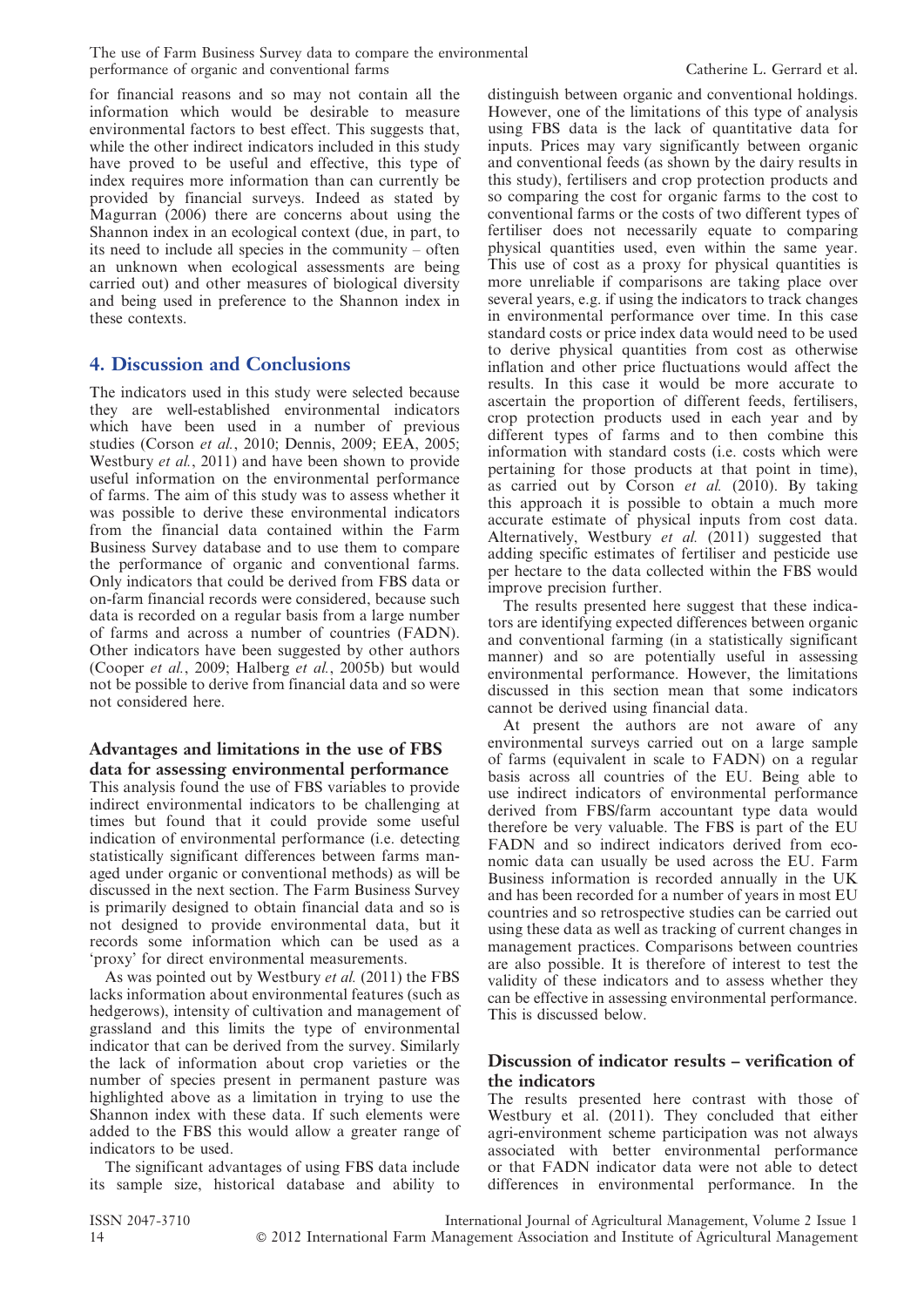for financial reasons and so may not contain all the information which would be desirable to measure environmental factors to best effect. This suggests that, while the other indirect indicators included in this study have proved to be useful and effective, this type of index requires more information than can currently be provided by financial surveys. Indeed as stated by Magurran (2006) there are concerns about using the Shannon index in an ecological context (due, in part, to its need to include all species in the community – often an unknown when ecological assessments are being carried out) and other measures of biological diversity and being used in preference to the Shannon index in these contexts.

## 4. Discussion and Conclusions

The indicators used in this study were selected because they are well-established environmental indicators which have been used in a number of previous studies (Corson *et al.*, 2010; Dennis, 2009; EEA, 2005; Westbury *et al.*, 2011) and have been shown to provide useful information on the environmental performance of farms. The aim of this study was to assess whether it was possible to derive these environmental indicators from the financial data contained within the Farm Business Survey database and to use them to compare the performance of organic and conventional farms. Only indicators that could be derived from FBS data or on-farm financial records were considered, because such data is recorded on a regular basis from a large number of farms and across a number of countries (FADN). Other indicators have been suggested by other authors (Cooper *et al.*, 2009; Halberg *et al.*, 2005b) but would not be possible to derive from financial data and so were not considered here.

### Advantages and limitations in the use of FBS data for assessing environmental performance

This analysis found the use of FBS variables to provide indirect environmental indicators to be challenging at times but found that it could provide some useful indication of environmental performance (i.e. detecting statistically significant differences between farms managed under organic or conventional methods) as will be discussed in the next section. The Farm Business Survey is primarily designed to obtain financial data and so is not designed to provide environmental data, but it records some information which can be used as a 'proxy' for direct environmental measurements.

As was pointed out by Westbury *et al.* (2011) the FBS lacks information about environmental features (such as hedgerows), intensity of cultivation and management of grassland and this limits the type of environmental indicator that can be derived from the survey. Similarly the lack of information about crop varieties or the number of species present in permanent pasture was highlighted above as a limitation in trying to use the Shannon index with these data. If such elements were added to the FBS this would allow a greater range of indicators to be used.

The significant advantages of using FBS data include its sample size, historical database and ability to distinguish between organic and conventional holdings. However, one of the limitations of this type of analysis using FBS data is the lack of quantitative data for inputs. Prices may vary significantly between organic and conventional feeds (as shown by the dairy results in this study), fertilisers and crop protection products and so comparing the cost for organic farms to the cost to conventional farms or the costs of two different types of fertiliser does not necessarily equate to comparing physical quantities used, even within the same year. This use of cost as a proxy for physical quantities is more unreliable if comparisons are taking place over several years, e.g. if using the indicators to track changes in environmental performance over time. In this case standard costs or price index data would need to be used to derive physical quantities from cost as otherwise inflation and other price fluctuations would affect the results. In this case it would be more accurate to ascertain the proportion of different feeds, fertilisers, crop protection products used in each year and by different types of farms and to then combine this information with standard costs (i.e. costs which were pertaining for those products at that point in time), as carried out by Corson *et al.* (2010). By taking this approach it is possible to obtain a much more accurate estimate of physical inputs from cost data. Alternatively, Westbury *et al.* (2011) suggested that adding specific estimates of fertiliser and pesticide use per hectare to the data collected within the FBS would improve precision further.

The results presented here suggest that these indicators are identifying expected differences between organic and conventional farming (in a statistically significant manner) and so are potentially useful in assessing environmental performance. However, the limitations discussed in this section mean that some indicators cannot be derived using financial data.

At present the authors are not aware of any environmental surveys carried out on a large sample of farms (equivalent in scale to FADN) on a regular basis across all countries of the EU. Being able to use indirect indicators of environmental performance derived from FBS/farm accountant type data would therefore be very valuable. The FBS is part of the EU FADN and so indirect indicators derived from economic data can usually be used across the EU. Farm Business information is recorded annually in the UK and has been recorded for a number of years in most EU countries and so retrospective studies can be carried out using these data as well as tracking of current changes in management practices. Comparisons between countries are also possible. It is therefore of interest to test the validity of these indicators and to assess whether they can be effective in assessing environmental performance. This is discussed below.

### Discussion of indicator results – verification of the indicators

The results presented here contrast with those of Westbury et al. (2011). They concluded that either agri-environment scheme participation was not always associated with better environmental performance or that FADN indicator data were not able to detect differences in environmental performance. In the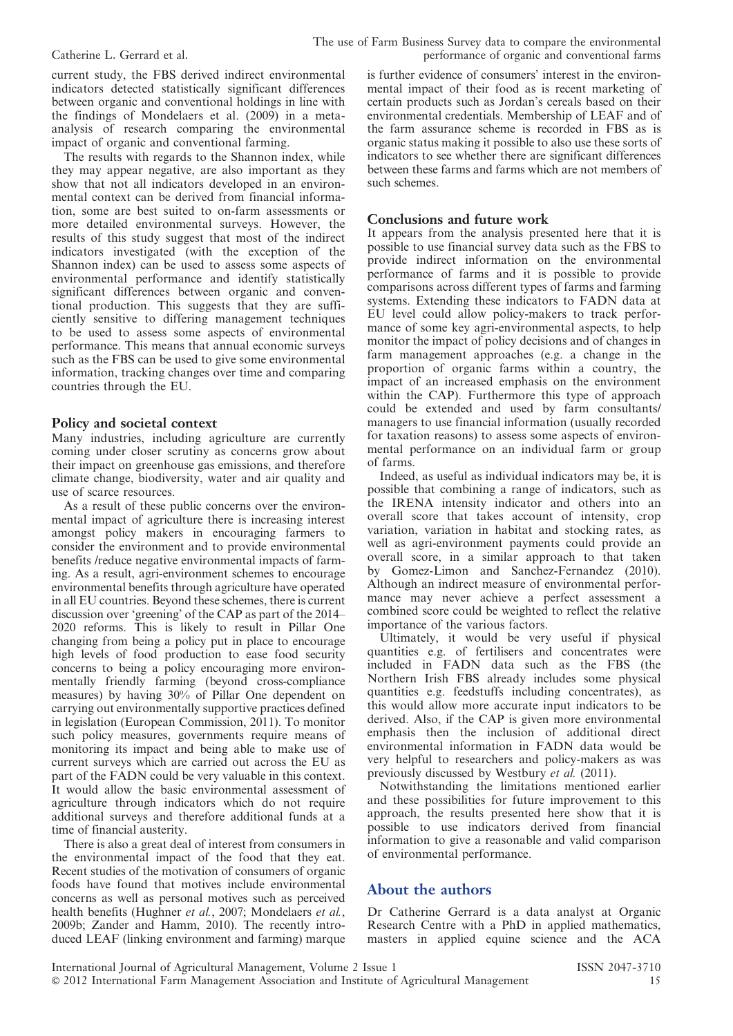current study, the FBS derived indirect environmental indicators detected statistically significant differences between organic and conventional holdings in line with the findings of Mondelaers et al. (2009) in a meta-analysis of research comparing the environmental impact of organic and conventional farming.

The results with regards to the Shannon index, while they may appear negative, are also important as they show that not all indicators developed in an environmental context can be derived from financial information, some are best suited to on-farm assessments or more detailed environmental surveys. However, the results of this study suggest that most of the indirect indicators investigated (with the exception of the Shannon index) can be used to assess some aspects of environmental performance and identify statistically significant differences between organic and conventional production. This suggests that they are sufficiently sensitive to differing management techniques to be used to assess some aspects of environmental performance. This means that annual economic surveys such as the FBS can be used to give some environmental information, tracking changes over time and comparing countries through the EU.

## Policy and societal context

Many industries, including agriculture are currently coming under closer scrutiny as concerns grow about their impact on greenhouse gas emissions, and therefore climate change, biodiversity, water and air quality and use of scarce resources.

As a result of these public concerns over the environmental impact of agriculture there is increasing interest amongst policy makers in encouraging farmers to consider the environment and to provide environmental benefits /reduce negative environmental impacts of farming. As a result, agri-environment schemes to encourage environmental benefits through agriculture have operated in all EU countries. Beyond these schemes, there is current discussion over 'greening' of the CAP as part of the 2014–2020 reforms. This is likely to result in Pillar One changing from being a policy put in place to encourage high levels of food production to ease food security concerns to being a policy encouraging more environmentally friendly farming (beyond cross-compliance measures) by having 30% of Pillar One dependent on carrying out environmentally supportive practices defined in legislation (European Commission, 2011). To monitor such policy measures, governments require means of monitoring its impact and being able to make use of current surveys which are carried out across the EU as part of the FADN could be very valuable in this context. It would allow the basic environmental assessment of agriculture through indicators which do not require additional surveys and therefore additional funds at a time of financial austerity.

There is also a great deal of interest from consumers in the environmental impact of the food that they eat. Recent studies of the motivation of consumers of organic foods have found that motives include environmental concerns as well as personal motives such as perceived health benefits (Hughner *et al.*, 2007; Mondelaers *et al.*, 2009b; Zander and Hamm, 2010). The recently introduced LEAF (linking environment and farming) marque is further evidence of consumers' interest in the environmental impact of their food as is recent marketing of certain products such as Jordan's cereals based on their environmental credentials. Membership of LEAF and of the farm assurance scheme is recorded in FBS as is organic status making it possible to also use these sorts of indicators to see whether there are significant differences between these farms and farms which are not members of such schemes.

## Conclusions and future work

It appears from the analysis presented here that it is possible to use financial survey data such as the FBS to provide indirect information on the environmental performance of farms and it is possible to provide comparisons across different types of farms and farming systems. Extending these indicators to FADN data at EU level could allow policy-makers to track performance of some key agri-environmental aspects, to help monitor the impact of policy decisions and of changes in farm management approaches (e.g. a change in the proportion of organic farms within a country, the impact of an increased emphasis on the environment within the CAP). Furthermore this type of approach could be extended and used by farm consultants/managers to use financial information (usually recorded for taxation reasons) to assess some aspects of environmental performance on an individual farm or group of farms.

Indeed, as useful as individual indicators may be, it is possible that combining a range of indicators, such as the IRENA intensity indicator and others into an overall score that takes account of intensity, crop variation, variation in habitat and stocking rates, as well as agri-environment payments could provide an overall score, in a similar approach to that taken by Gomez-Limon and Sanchez-Fernandez (2010). Although an indirect measure of environmental performance may never achieve a perfect assessment a combined score could be weighted to reflect the relative importance of the various factors.

Ultimately, it would be very useful if physical quantities e.g. of fertilisers and concentrates were included in FADN data such as the FBS (the Northern Irish FBS already includes some physical quantities e.g. feedstuffs including concentrates), as this would allow more accurate input indicators to be derived. Also, if the CAP is given more environmental emphasis then the inclusion of additional direct environmental information in FADN data would be very helpful to researchers and policy-makers as was previously discussed by Westbury *et al.* (2011).

Notwithstanding the limitations mentioned earlier and these possibilities for future improvement to this approach, the results presented here show that it is possible to use indicators derived from financial information to give a reasonable and valid comparison of environmental performance.

## About the authors

Dr Catherine Gerrard is a data analyst at Organic Research Centre with a PhD in applied mathematics, masters in applied equine science and the ACA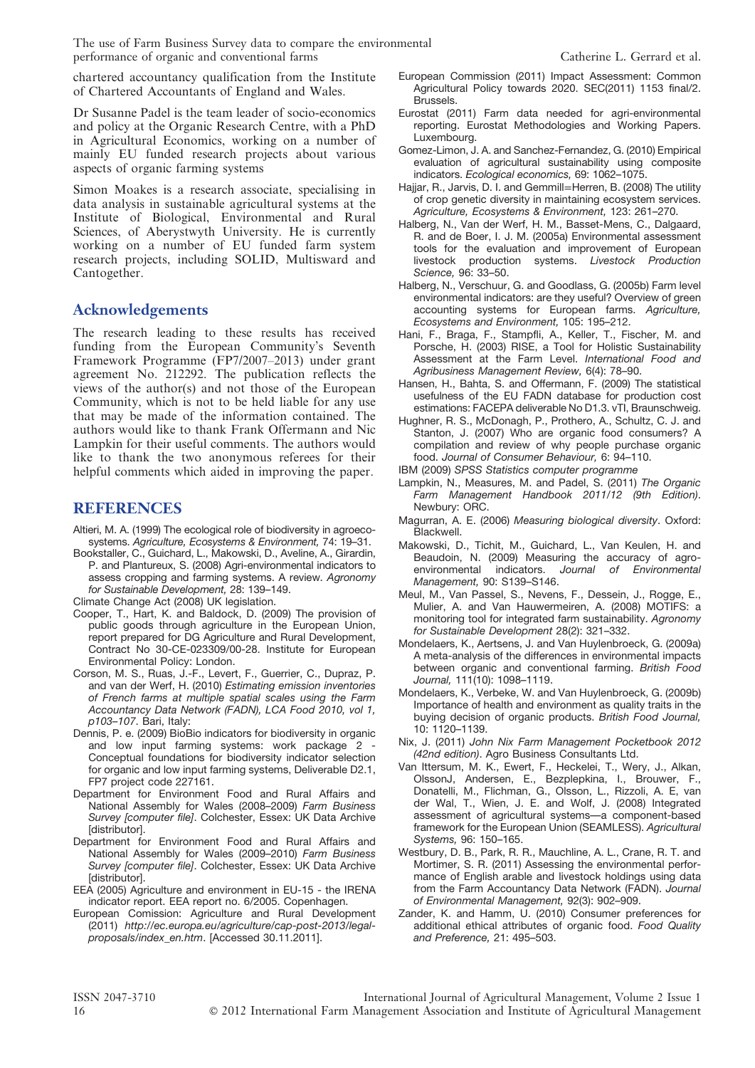chartered accountancy qualification from the Institute of Chartered Accountants of England and Wales.

Dr Susanne Padel is the team leader of socio-economics and policy at the Organic Research Centre, with a PhD in Agricultural Economics, working on a number of mainly EU funded research projects about various aspects of organic farming systems

Simon Moakes is a research associate, specialising in data analysis in sustainable agricultural systems at the Institute of Biological, Environmental and Rural Sciences, of Aberystwyth University. He is currently working on a number of EU funded farm system research projects, including SOLID, Multisward and Cantogether.

## Acknowledgements

The research leading to these results has received funding from the European Community's Seventh Framework Programme (FP7/2007–2013) under grant agreement No. 212292. The publication reflects the views of the author(s) and not those of the European Community, which is not to be held liable for any use that may be made of the information contained. The authors would like to thank Frank Offermann and Nic Lampkin for their useful comments. The authors would like to thank the two anonymous referees for their helpful comments which aided in improving the paper.

## REFERENCES

Altieri, M. A. (1999) The ecological role of biodiversity in agroecosystems. *Agriculture, Ecosystems & Environment,* 74: 19–31.

Bookstaller, C., Guichard, L., Makowski, D., Aveline, A., Girardin, P. and Plantureux, S. (2008) Agri-environmental indicators to assess cropping and farming systems. A review. *Agronomy for Sustainable Development,* 28: 139–149.

Climate Change Act (2008) UK legislation.

Cooper, T., Hart, K. and Baldock, D. (2009) The provision of public goods through agriculture in the European Union, report prepared for DG Agriculture and Rural Development, Contract No 30-CE-023309/00-28. Institute for European Environmental Policy: London.

Corson, M. S., Ruas, J.-F., Levert, F., Guerrier, C., Dupraz, P. and van der Werf, H. (2010) *Estimating emission inventories of French farms at multiple spatial scales using the Farm Accountancy Data Network (FADN), LCA Food 2010, vol 1, p103–107.* Bari, Italy:

Dennis, P. e. (2009) BioBio indicators for biodiversity in organic and low input farming systems: work package 2 - Conceptual foundations for biodiversity indicator selection for organic and low input farming systems, Deliverable D2.1, FP7 project code 227161.

Department for Environment Food and Rural Affairs and National Assembly for Wales (2008–2009) *Farm Business Survey [computer file]*. Colchester, Essex: UK Data Archive [distributor].

Department for Environment Food and Rural Affairs and National Assembly for Wales (2009–2010) *Farm Business Survey [computer file]*. Colchester, Essex: UK Data Archive [distributor].

EEA (2005) Agriculture and environment in EU-15 - the IRENA indicator report. EEA report no. 6/2005. Copenhagen.

European Comission: Agriculture and Rural Development (2011) *http://ec.europa.eu/agriculture/cap-post-2013/legal-proposals/index_en.htm*. [Accessed 30.11.2011].

European Commission (2011) Impact Assessment: Common Agricultural Policy towards 2020. SEC(2011) 1153 final/2. Brussels.

Eurostat (2011) Farm data needed for agri-environmental reporting. Eurostat Methodologies and Working Papers. Luxembourg.

Gomez-Limon, J. A. and Sanchez-Fernandez, G. (2010) Empirical evaluation of agricultural sustainability using composite indicators. *Ecological economics,* 69: 1062–1075.

Hajjar, R., Jarvis, D. I. and Gemmill=Herren, B. (2008) The utility of crop genetic diversity in maintaining ecosystem services. *Agriculture, Ecosystems & Environment,* 123: 261–270.

Halberg, N., Van der Werf, H. M., Basset-Mens, C., Dalgaard, R. and de Boer, I. J. M. (2005a) Environmental assessment tools for the evaluation and improvement of European livestock production systems. *Livestock Production Science,* 96: 33–50.

Halberg, N., Verschuur, G. and Goodlass, G. (2005b) Farm level environmental indicators: are they useful? Overview of green accounting systems for European farms. *Agriculture, Ecosystems and Environment,* 105: 195–212.

Hani, F., Braga, F., Stampfli, A., Keller, T., Fischer, M. and Porsche, H. (2003) RISE, a Tool for Holistic Sustainability Assessment at the Farm Level. *International Food and Agribusiness Management Review,* 6(4): 78–90.

Hansen, H., Bahta, S. and Offermann, F. (2009) The statistical usefulness of the EU FADN database for production cost estimations: FACEPA deliverable No D1.3. vTI, Braunschweig.

Hughner, R. S., McDonagh, P., Prothero, A., Schultz, C. J. and Stanton, J. (2007) Who are organic food consumers? A compilation and review of why people purchase organic food. *Journal of Consumer Behaviour,* 6: 94–110.

IBM (2009) *SPSS Statistics computer programme*

Lampkin, N., Measures, M. and Padel, S. (2011) *The Organic Farm Management Handbook 2011/12 (9th Edition)*. Newbury: ORC.

Magurran, A. E. (2006) *Measuring biological diversity*. Oxford: Blackwell.

Makowski, D., Tichit, M., Guichard, L., Van Keulen, H. and Beaudoin, N. (2009) Measuring the accuracy of agro-environmental indicators. *Journal of Environmental Management,* 90: S139–S146.

Meul, M., Van Passel, S., Nevens, F., Dessein, J., Rogge, E., Mulier, A. and Van Hauwermeiren, A. (2008) MOTIFS: a monitoring tool for integrated farm sustainability. *Agronomy for Sustainable Development* 28(2): 321–332.

Mondelaers, K., Aertsens, J. and Van Huylenbroeck, G. (2009a) A meta-analysis of the differences in environmental impacts between organic and conventional farming. *British Food Journal,* 111(10): 1098–1119.

Mondelaers, K., Verbeke, W. and Van Huylenbroeck, G. (2009b) Importance of health and environment as quality traits in the buying decision of organic products. *British Food Journal,* 10: 1120–1139.

Nix, J. (2011) *John Nix Farm Management Pocketbook 2012 (42nd edition)*. Agro Business Consultants Ltd.

Van Ittersum, M. K., Ewert, F., Heckelei, T., Wery, J., Alkan, OlssonJ, Andersen, E., Bezplepkina, I., Brouwer, F., Donatelli, M., Flichman, G., Olsson, L., Rizzoli, A. E, van der Wal, T., Wien, J. E. and Wolf, J. (2008) Integrated assessment of agricultural systems—a component-based framework for the European Union (SEAMLESS). *Agricultural Systems,* 96: 150–165.

Westbury, D. B., Park, R. R., Mauchline, A. L., Crane, R. T. and Mortimer, S. R. (2011) Assessing the environmental performance of English arable and livestock holdings using data from the Farm Accountancy Data Network (FADN). *Journal of Environmental Management,* 92(3): 902–909.

Zander, K. and Hamm, U. (2010) Consumer preferences for additional ethical attributes of organic food. *Food Quality and Preference,* 21: 495–503.